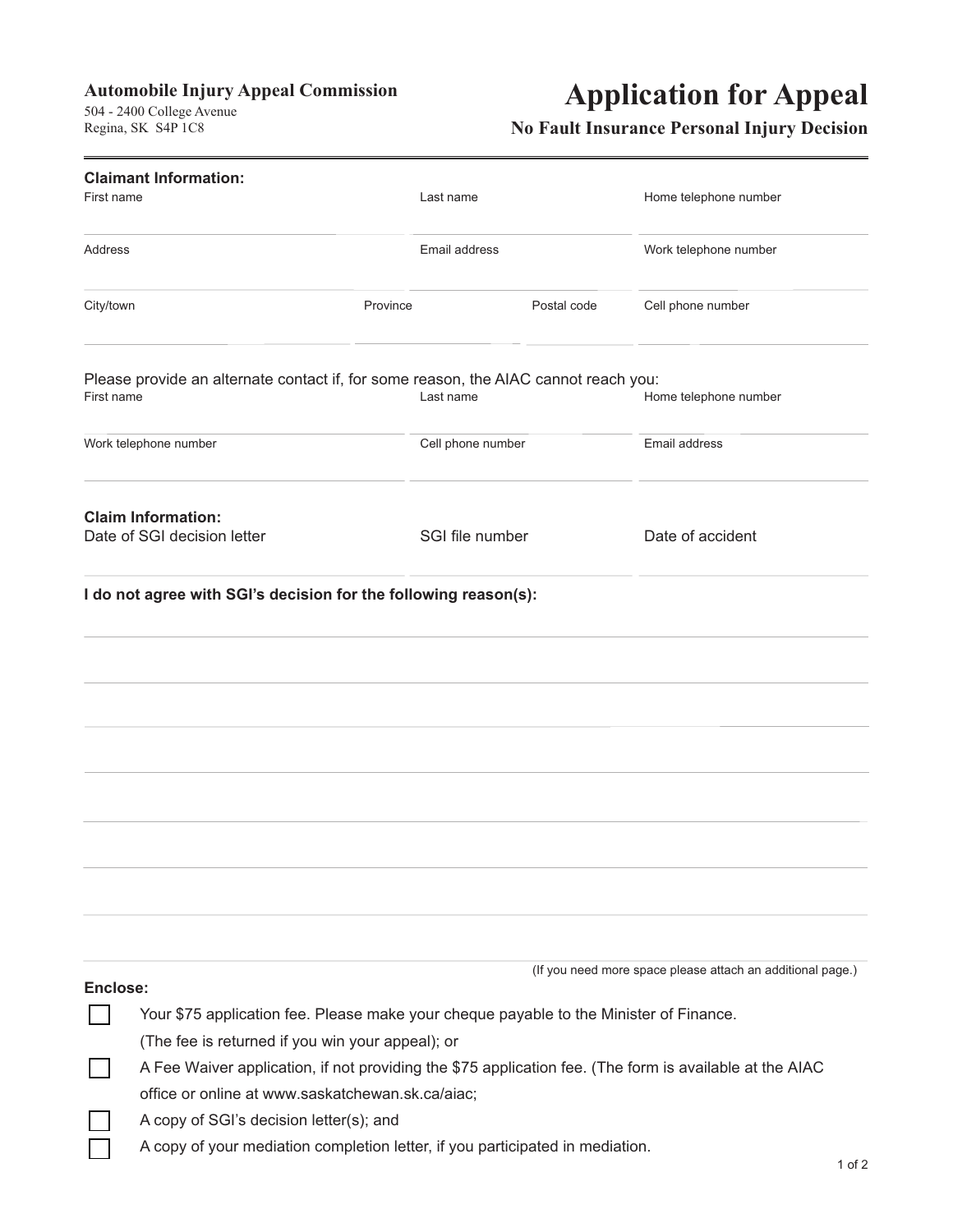**Automobile Injury Appeal Commission**
504 - 2400 College Avenue
Regina, SK S4P 1C8

# Application for Appeal

## No Fault Insurance Personal Injury Decision

**Claimant Information:**

| First name | Last name | Home telephone number |
|---|---|---|
| | | |
| **Address** | **Email address** | **Work telephone number** |
| | | |

| City/town | Province | Postal code | Cell phone number |
|---|---|---|---|
| | | | |

Please provide an alternate contact if, for some reason, the AIAC cannot reach you:

| First name | Last name | Home telephone number |
|---|---|---|
| | | |
| **Work telephone number** | **Cell phone number** | **Email address** |
| | | |

**Claim Information:**

| Date of SGI decision letter | SGI file number | Date of accident |
|---|---|---|
| | | |

**I do not agree with SGI's decision for the following reason(s):**

_______________________________________________

_______________________________________________

_______________________________________________

_______________________________________________

_______________________________________________

_______________________________________________

_______________________________________________

(If you need more space please attach an additional page.)

**Enclose:**

- ☐ Your $75 application fee. Please make your cheque payable to the Minister of Finance. (The fee is returned if you win your appeal); or
- ☐ A Fee Waiver application, if not providing the $75 application fee. (The form is available at the AIAC office or online at www.saskatchewan.sk.ca/aiac;
- ☐ A copy of SGI's decision letter(s); and
- ☐ A copy of your mediation completion letter, if you participated in mediation.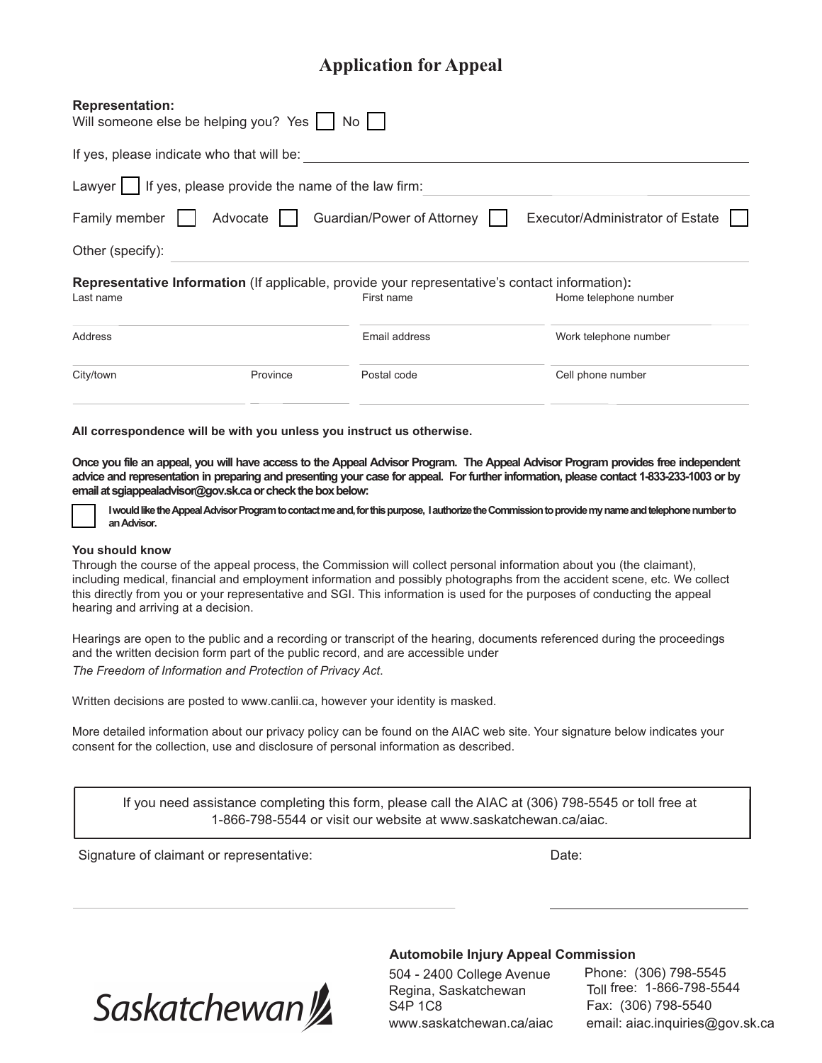# Application for Appeal

**Representation:**

Will someone else be helping you? Yes ☐ No ☐

If yes, please indicate who that will be: ____________________

Lawyer ☐ If yes, please provide the name of the law firm: ____________________

Family member ☐ Advocate ☐ Guardian/Power of Attorney ☐ Executor/Administrator of Estate ☐

Other (specify): ____________________

**Representative Information** (If applicable, provide your representative's contact information)**:**

| | | | |
|---|---|---|---|
| Last name | | First name | Home telephone number |
| Address | | Email address | Work telephone number |
| City/town | Province | Postal code | Cell phone number |

**All correspondence will be with you unless you instruct us otherwise.**

**Once you file an appeal, you will have access to the Appeal Advisor Program. The Appeal Advisor Program provides free independent advice and representation in preparing and presenting your case for appeal. For further information, please contact 1-833-233-1003 or by email at sgiappealadvisor@gov.sk.ca or check the box below:**

☐ **I would like the Appeal Advisor Program to contact me and, for this purpose, I authorize the Commission to provide my name and telephone number to an Advisor.**

**You should know**

Through the course of the appeal process, the Commission will collect personal information about you (the claimant), including medical, financial and employment information and possibly photographs from the accident scene, etc. We collect this directly from you or your representative and SGI. This information is used for the purposes of conducting the appeal hearing and arriving at a decision.

Hearings are open to the public and a recording or transcript of the hearing, documents referenced during the proceedings and the written decision form part of the public record, and are accessible under *The Freedom of Information and Protection of Privacy Act*.

Written decisions are posted to www.canlii.ca, however your identity is masked.

More detailed information about our privacy policy can be found on the AIAC web site. Your signature below indicates your consent for the collection, use and disclosure of personal information as described.

If you need assistance completing this form, please call the AIAC at (306) 798-5545 or toll free at 1-866-798-5544 or visit our website at www.saskatchewan.ca/aiac.

Signature of claimant or representative: ____________________ Date: ____________________

Saskatchewan

**Automobile Injury Appeal Commission**

504 - 2400 College Avenue
Regina, Saskatchewan
S4P 1C8
www.saskatchewan.ca/aiac

Phone: (306) 798-5545
Toll free: 1-866-798-5544
Fax: (306) 798-5540
email: aiac.inquiries@gov.sk.ca